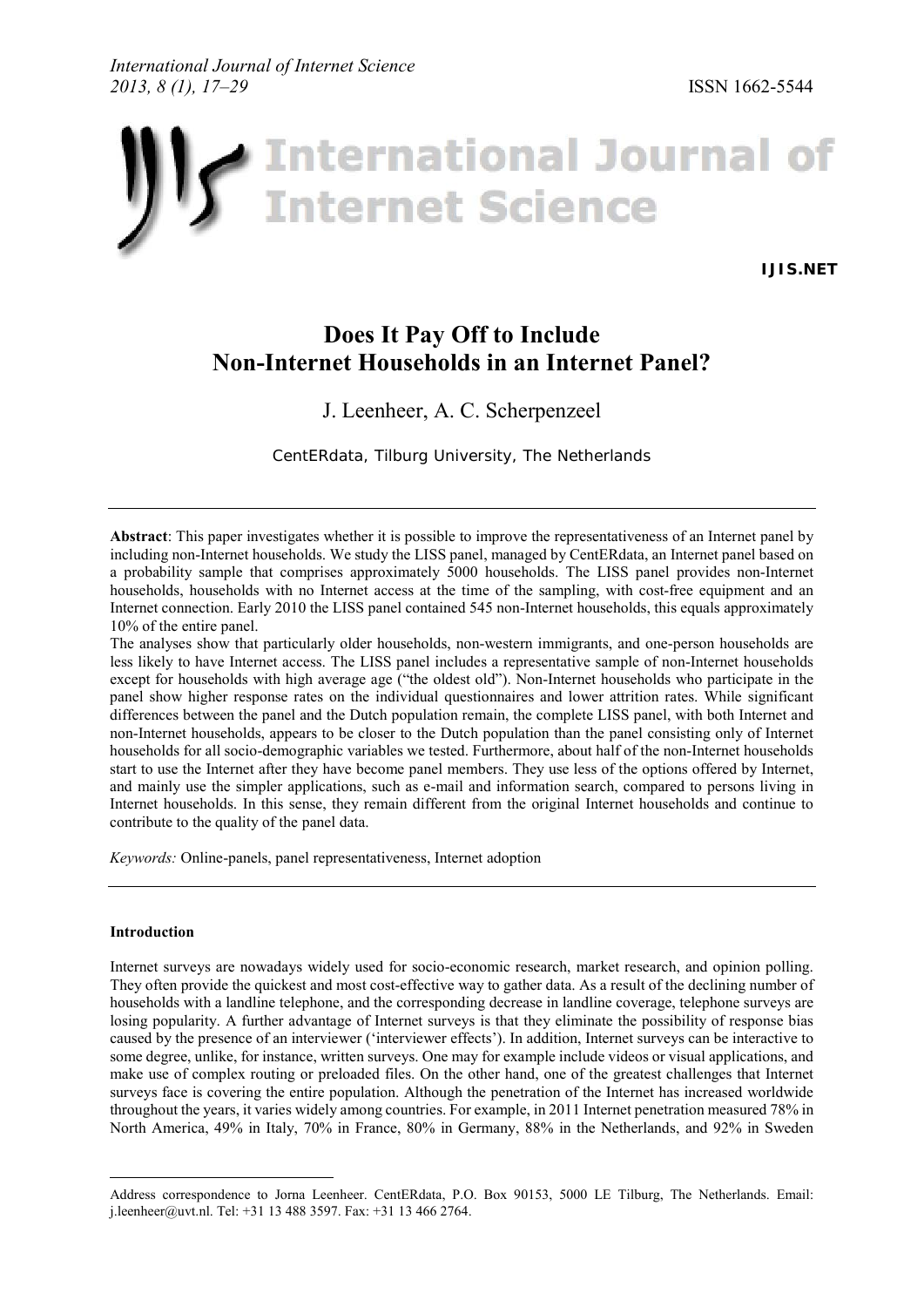# Does It Pay Off to Include Non-Internet Households in an Internet Panel?

J. Leenheer, A. C. Scherpenzeel

CentERdata, Tilburg University, The Netherlands

---

**Abstract**: This paper investigates whether it is possible to improve the representativeness of an Internet panel by including non-Internet households. We study the LISS panel, managed by CentERdata, an Internet panel based on a probability sample that comprises approximately 5000 households. The LISS panel provides non-Internet households, households with no Internet access at the time of the sampling, with cost-free equipment and an Internet connection. Early 2010 the LISS panel contained 545 non-Internet households, this equals approximately 10% of the entire panel.

The analyses show that particularly older households, non-western immigrants, and one-person households are less likely to have Internet access. The LISS panel includes a representative sample of non-Internet households except for households with high average age ("the oldest old"). Non-Internet households who participate in the panel show higher response rates on the individual questionnaires and lower attrition rates. While significant differences between the panel and the Dutch population remain, the complete LISS panel, with both Internet and non-Internet households, appears to be closer to the Dutch population than the panel consisting only of Internet households for all socio-demographic variables we tested. Furthermore, about half of the non-Internet households start to use the Internet after they have become panel members. They use less of the options offered by Internet, and mainly use the simpler applications, such as e-mail and information search, compared to persons living in Internet households. In this sense, they remain different from the original Internet households and continue to contribute to the quality of the panel data.

*Keywords:* Online-panels, panel representativeness, Internet adoption

---

## Introduction

Internet surveys are nowadays widely used for socio-economic research, market research, and opinion polling. They often provide the quickest and most cost-effective way to gather data. As a result of the declining number of households with a landline telephone, and the corresponding decrease in landline coverage, telephone surveys are losing popularity. A further advantage of Internet surveys is that they eliminate the possibility of response bias caused by the presence of an interviewer ('interviewer effects'). In addition, Internet surveys can be interactive to some degree, unlike, for instance, written surveys. One may for example include videos or visual applications, and make use of complex routing or preloaded files. On the other hand, one of the greatest challenges that Internet surveys face is covering the entire population. Although the penetration of the Internet has increased worldwide throughout the years, it varies widely among countries. For example, in 2011 Internet penetration measured 78% in North America, 49% in Italy, 70% in France, 80% in Germany, 88% in the Netherlands, and 92% in Sweden

---

Address correspondence to Jorna Leenheer. CentERdata, P.O. Box 90153, 5000 LE Tilburg, The Netherlands. Email: j.leenheer@uvt.nl. Tel: +31 13 488 3597. Fax: +31 13 466 2764.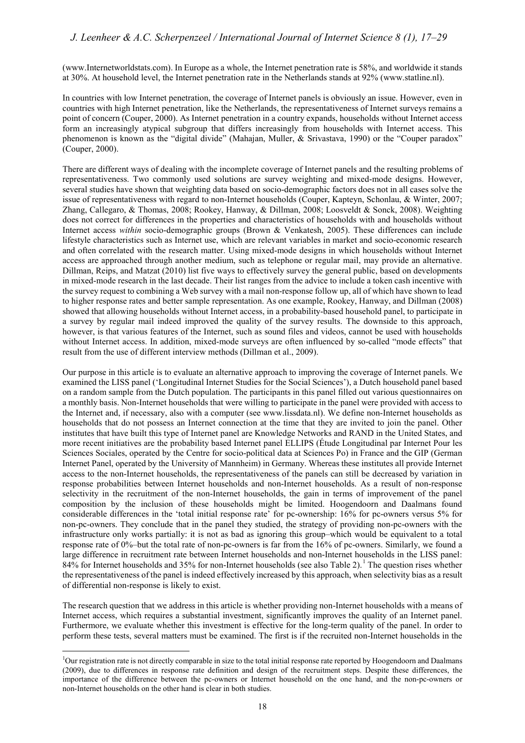(www.Internetworldstats.com). In Europe as a whole, the Internet penetration rate is 58%, and worldwide it stands at 30%. At household level, the Internet penetration rate in the Netherlands stands at 92% (www.statline.nl).

In countries with low Internet penetration, the coverage of Internet panels is obviously an issue. However, even in countries with high Internet penetration, like the Netherlands, the representativeness of Internet surveys remains a point of concern (Couper, 2000). As Internet penetration in a country expands, households without Internet access form an increasingly atypical subgroup that differs increasingly from households with Internet access. This phenomenon is known as the "digital divide" (Mahajan, Muller, & Srivastava, 1990) or the "Couper paradox" (Couper, 2000).

There are different ways of dealing with the incomplete coverage of Internet panels and the resulting problems of representativeness. Two commonly used solutions are survey weighting and mixed-mode designs. However, several studies have shown that weighting data based on socio-demographic factors does not in all cases solve the issue of representativeness with regard to non-Internet households (Couper, Kapteyn, Schonlau, & Winter, 2007; Zhang, Callegaro, & Thomas, 2008; Rookey, Hanway, & Dillman, 2008; Loosveldt & Sonck, 2008). Weighting does not correct for differences in the properties and characteristics of households with and households without Internet access *within* socio-demographic groups (Brown & Venkatesh, 2005). These differences can include lifestyle characteristics such as Internet use, which are relevant variables in market and socio-economic research and often correlated with the research matter. Using mixed-mode designs in which households without Internet access are approached through another medium, such as telephone or regular mail, may provide an alternative. Dillman, Reips, and Matzat (2010) list five ways to effectively survey the general public, based on developments in mixed-mode research in the last decade. Their list ranges from the advice to include a token cash incentive with the survey request to combining a Web survey with a mail non-response follow up, all of which have shown to lead to higher response rates and better sample representation. As one example, Rookey, Hanway, and Dillman (2008) showed that allowing households without Internet access, in a probability-based household panel, to participate in a survey by regular mail indeed improved the quality of the survey results. The downside to this approach, however, is that various features of the Internet, such as sound files and videos, cannot be used with households without Internet access. In addition, mixed-mode surveys are often influenced by so-called "mode effects" that result from the use of different interview methods (Dillman et al., 2009).

Our purpose in this article is to evaluate an alternative approach to improving the coverage of Internet panels. We examined the LISS panel ('Longitudinal Internet Studies for the Social Sciences'), a Dutch household panel based on a random sample from the Dutch population. The participants in this panel filled out various questionnaires on a monthly basis. Non-Internet households that were willing to participate in the panel were provided with access to the Internet and, if necessary, also with a computer (see www.lissdata.nl). We define non-Internet households as households that do not possess an Internet connection at the time that they are invited to join the panel. Other institutes that have built this type of Internet panel are Knowledge Networks and RAND in the United States, and more recent initiatives are the probability based Internet panel ELLIPS (Étude Longitudinal par Internet Pour les Sciences Sociales, operated by the Centre for socio-political data at Sciences Po) in France and the GIP (German Internet Panel, operated by the University of Mannheim) in Germany. Whereas these institutes all provide Internet access to the non-Internet households, the representativeness of the panels can still be decreased by variation in response probabilities between Internet households and non-Internet households. As a result of non-response selectivity in the recruitment of the non-Internet households, the gain in terms of improvement of the panel composition by the inclusion of these households might be limited. Hoogendoorn and Daalmans found considerable differences in the 'total initial response rate' for pc-ownership: 16% for pc-owners versus 5% for non-pc-owners. They conclude that in the panel they studied, the strategy of providing non-pc-owners with the infrastructure only works partially: it is not as bad as ignoring this group–which would be equivalent to a total response rate of 0%–but the total rate of non-pc-owners is far from the 16% of pc-owners. Similarly, we found a large difference in recruitment rate between Internet households and non-Internet households in the LISS panel: 84% for Internet households and 35% for non-Internet households (see also Table 2).[1] The question rises whether the representativeness of the panel is indeed effectively increased by this approach, when selectivity bias as a result of differential non-response is likely to exist.

The research question that we address in this article is whether providing non-Internet households with a means of Internet access, which requires a substantial investment, significantly improves the quality of an Internet panel. Furthermore, we evaluate whether this investment is effective for the long-term quality of the panel. In order to perform these tests, several matters must be examined. The first is if the recruited non-Internet households in the

[1] Our registration rate is not directly comparable in size to the total initial response rate reported by Hoogendoorn and Daalmans (2009), due to differences in response rate definition and design of the recruitment steps. Despite these differences, the importance of the difference between the pc-owners or Internet household on the one hand, and the non-pc-owners or non-Internet households on the other hand is clear in both studies.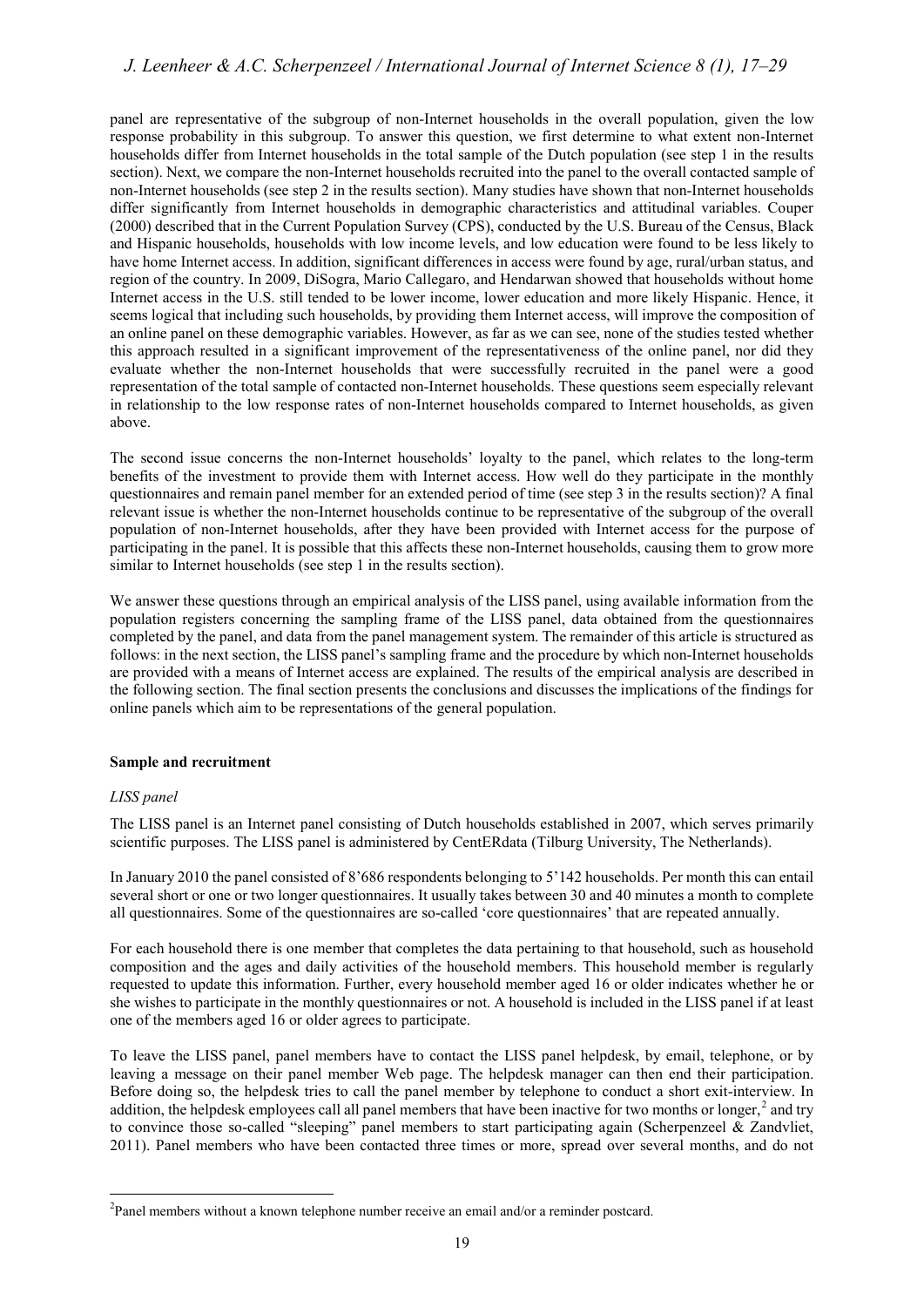panel are representative of the subgroup of non-Internet households in the overall population, given the low response probability in this subgroup. To answer this question, we first determine to what extent non-Internet households differ from Internet households in the total sample of the Dutch population (see step 1 in the results section). Next, we compare the non-Internet households recruited into the panel to the overall contacted sample of non-Internet households (see step 2 in the results section). Many studies have shown that non-Internet households differ significantly from Internet households in demographic characteristics and attitudinal variables. Couper (2000) described that in the Current Population Survey (CPS), conducted by the U.S. Bureau of the Census, Black and Hispanic households, households with low income levels, and low education were found to be less likely to have home Internet access. In addition, significant differences in access were found by age, rural/urban status, and region of the country. In 2009, DiSogra, Mario Callegaro, and Hendarwan showed that households without home Internet access in the U.S. still tended to be lower income, lower education and more likely Hispanic. Hence, it seems logical that including such households, by providing them Internet access, will improve the composition of an online panel on these demographic variables. However, as far as we can see, none of the studies tested whether this approach resulted in a significant improvement of the representativeness of the online panel, nor did they evaluate whether the non-Internet households that were successfully recruited in the panel were a good representation of the total sample of contacted non-Internet households. These questions seem especially relevant in relationship to the low response rates of non-Internet households compared to Internet households, as given above.

The second issue concerns the non-Internet households' loyalty to the panel, which relates to the long-term benefits of the investment to provide them with Internet access. How well do they participate in the monthly questionnaires and remain panel member for an extended period of time (see step 3 in the results section)? A final relevant issue is whether the non-Internet households continue to be representative of the subgroup of the overall population of non-Internet households, after they have been provided with Internet access for the purpose of participating in the panel. It is possible that this affects these non-Internet households, causing them to grow more similar to Internet households (see step 1 in the results section).

We answer these questions through an empirical analysis of the LISS panel, using available information from the population registers concerning the sampling frame of the LISS panel, data obtained from the questionnaires completed by the panel, and data from the panel management system. The remainder of this article is structured as follows: in the next section, the LISS panel's sampling frame and the procedure by which non-Internet households are provided with a means of Internet access are explained. The results of the empirical analysis are described in the following section. The final section presents the conclusions and discusses the implications of the findings for online panels which aim to be representations of the general population.

## Sample and recruitment

### *LISS panel*

The LISS panel is an Internet panel consisting of Dutch households established in 2007, which serves primarily scientific purposes. The LISS panel is administered by CentERdata (Tilburg University, The Netherlands).

In January 2010 the panel consisted of 8'686 respondents belonging to 5'142 households. Per month this can entail several short or one or two longer questionnaires. It usually takes between 30 and 40 minutes a month to complete all questionnaires. Some of the questionnaires are so-called 'core questionnaires' that are repeated annually.

For each household there is one member that completes the data pertaining to that household, such as household composition and the ages and daily activities of the household members. This household member is regularly requested to update this information. Further, every household member aged 16 or older indicates whether he or she wishes to participate in the monthly questionnaires or not. A household is included in the LISS panel if at least one of the members aged 16 or older agrees to participate.

To leave the LISS panel, panel members have to contact the LISS panel helpdesk, by email, telephone, or by leaving a message on their panel member Web page. The helpdesk manager can then end their participation. Before doing so, the helpdesk tries to call the panel member by telephone to conduct a short exit-interview. In addition, the helpdesk employees call all panel members that have been inactive for two months or longer,[2] and try to convince those so-called "sleeping" panel members to start participating again (Scherpenzeel & Zandvliet, 2011). Panel members who have been contacted three times or more, spread over several months, and do not

[2]Panel members without a known telephone number receive an email and/or a reminder postcard.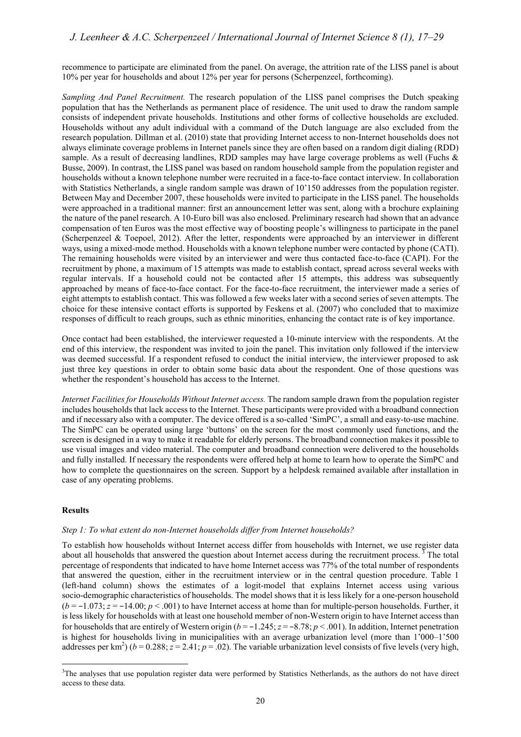recommence to participate are eliminated from the panel. On average, the attrition rate of the LISS panel is about 10% per year for households and about 12% per year for persons (Scherpenzeel, forthcoming).

*Sampling And Panel Recruitment.* The research population of the LISS panel comprises the Dutch speaking population that has the Netherlands as permanent place of residence. The unit used to draw the random sample consists of independent private households. Institutions and other forms of collective households are excluded. Households without any adult individual with a command of the Dutch language are also excluded from the research population. Dillman et al. (2010) state that providing Internet access to non-Internet households does not always eliminate coverage problems in Internet panels since they are often based on a random digit dialing (RDD) sample. As a result of decreasing landlines, RDD samples may have large coverage problems as well (Fuchs & Busse, 2009). In contrast, the LISS panel was based on random household sample from the population register and households without a known telephone number were recruited in a face-to-face contact interview. In collaboration with Statistics Netherlands, a single random sample was drawn of 10'150 addresses from the population register. Between May and December 2007, these households were invited to participate in the LISS panel. The households were approached in a traditional manner: first an announcement letter was sent, along with a brochure explaining the nature of the panel research. A 10-Euro bill was also enclosed. Preliminary research had shown that an advance compensation of ten Euros was the most effective way of boosting people's willingness to participate in the panel (Scherpenzeel & Toepoel, 2012). After the letter, respondents were approached by an interviewer in different ways, using a mixed-mode method. Households with a known telephone number were contacted by phone (CATI). The remaining households were visited by an interviewer and were thus contacted face-to-face (CAPI). For the recruitment by phone, a maximum of 15 attempts was made to establish contact, spread across several weeks with regular intervals. If a household could not be contacted after 15 attempts, this address was subsequently approached by means of face-to-face contact. For the face-to-face recruitment, the interviewer made a series of eight attempts to establish contact. This was followed a few weeks later with a second series of seven attempts. The choice for these intensive contact efforts is supported by Feskens et al. (2007) who concluded that to maximize responses of difficult to reach groups, such as ethnic minorities, enhancing the contact rate is of key importance.

Once contact had been established, the interviewer requested a 10-minute interview with the respondents. At the end of this interview, the respondent was invited to join the panel. This invitation only followed if the interview was deemed successful. If a respondent refused to conduct the initial interview, the interviewer proposed to ask just three key questions in order to obtain some basic data about the respondent. One of those questions was whether the respondent's household has access to the Internet.

*Internet Facilities for Households Without Internet access.* The random sample drawn from the population register includes households that lack access to the Internet. These participants were provided with a broadband connection and if necessary also with a computer. The device offered is a so-called 'SimPC', a small and easy-to-use machine. The SimPC can be operated using large 'buttons' on the screen for the most commonly used functions, and the screen is designed in a way to make it readable for elderly persons. The broadband connection makes it possible to use visual images and video material. The computer and broadband connection were delivered to the households and fully installed. If necessary the respondents were offered help at home to learn how to operate the SimPC and how to complete the questionnaires on the screen. Support by a helpdesk remained available after installation in case of any operating problems.

## Results

*Step 1: To what extent do non-Internet households differ from Internet households?*

To establish how households without Internet access differ from households with Internet, we use register data about all households that answered the question about Internet access during the recruitment process.[3] The total percentage of respondents that indicated to have home Internet access was 77% of the total number of respondents that answered the question, either in the recruitment interview or in the central question procedure. Table 1 (left-hand column) shows the estimates of a logit-model that explains Internet access using various socio-demographic characteristics of households. The model shows that it is less likely for a one-person household ($b = -1.073$; $z = -14.00$; $p < .001$) to have Internet access at home than for multiple-person households. Further, it is less likely for households with at least one household member of non-Western origin to have Internet access than for households that are entirely of Western origin ($b = -1.245$; $z = -8.78$; $p < .001$). In addition, Internet penetration is highest for households living in municipalities with an average urbanization level (more than 1'000–1'500 addresses per km$^2$) ($b = 0.288$; $z = 2.41$; $p = .02$). The variable urbanization level consists of five levels (very high,

[3] The analyses that use population register data were performed by Statistics Netherlands, as the authors do not have direct access to these data.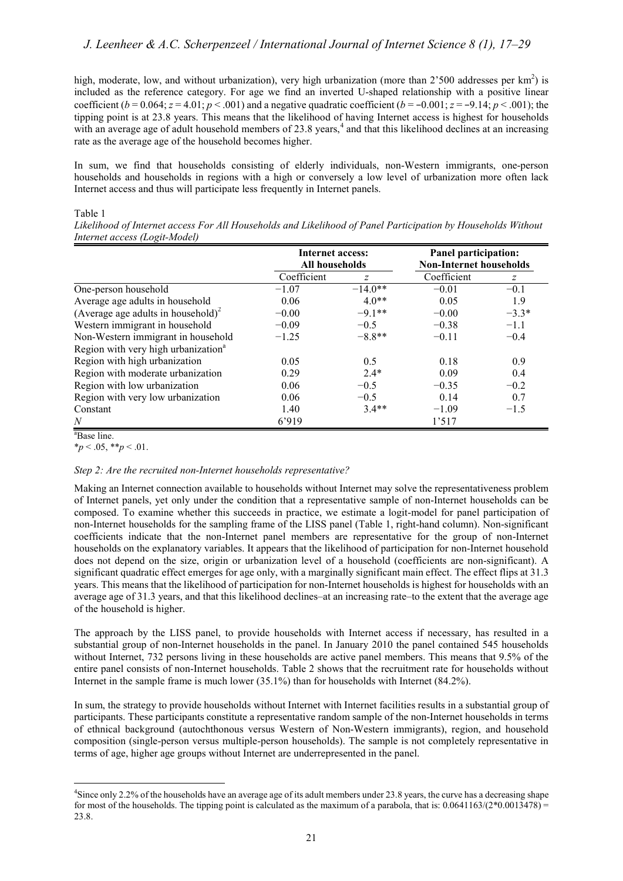high, moderate, low, and without urbanization), very high urbanization (more than 2'500 addresses per km$^2$) is included as the reference category. For age we find an inverted U-shaped relationship with a positive linear coefficient ($b = 0.064$; $z = 4.01$; $p < .001$) and a negative quadratic coefficient ($b = -0.001$; $z = -9.14$; $p < .001$); the tipping point is at 23.8 years. This means that the likelihood of having Internet access is highest for households with an average age of adult household members of 23.8 years,[4] and that this likelihood declines at an increasing rate as the average age of the household becomes higher.

In sum, we find that households consisting of elderly individuals, non-Western immigrants, one-person households and households in regions with a high or conversely a low level of urbanization more often lack Internet access and thus will participate less frequently in Internet panels.

Table 1
*Likelihood of Internet access For All Households and Likelihood of Panel Participation by Households Without Internet access (Logit-Model)*

| | Internet access: All households | | Panel participation: Non-Internet households | |
|---|---|---|---|---|
| | Coefficient | *z* | Coefficient | *z* |
| One-person household | −1.07 | −14.0** | −0.01 | −0.1 |
| Average age adults in household | 0.06 | 4.0** | 0.05 | 1.9 |
| (Average age adults in household)$^2$ | −0.00 | −9.1** | −0.00 | −3.3* |
| Western immigrant in household | −0.09 | −0.5 | −0.38 | −1.1 |
| Non-Western immigrant in household | −1.25 | −8.8** | −0.11 | −0.4 |
| Region with very high urbanization[a] | | | | |
| Region with high urbanization | 0.05 | 0.5 | 0.18 | 0.9 |
| Region with moderate urbanization | 0.29 | 2.4* | 0.09 | 0.4 |
| Region with low urbanization | 0.06 | −0.5 | −0.35 | −0.2 |
| Region with very low urbanization | 0.06 | −0.5 | 0.14 | 0.7 |
| Constant | 1.40 | 3.4** | −1.09 | −1.5 |
| *N* | 6'919 | | 1'517 | |

[a]Base line.
*$p < .05$, **$p < .01$.

*Step 2: Are the recruited non-Internet households representative?*

Making an Internet connection available to households without Internet may solve the representativeness problem of Internet panels, yet only under the condition that a representative sample of non-Internet households can be composed. To examine whether this succeeds in practice, we estimate a logit-model for panel participation of non-Internet households for the sampling frame of the LISS panel (Table 1, right-hand column). Non-significant coefficients indicate that the non-Internet panel members are representative for the group of non-Internet households on the explanatory variables. It appears that the likelihood of participation for non-Internet household does not depend on the size, origin or urbanization level of a household (coefficients are non-significant). A significant quadratic effect emerges for age only, with a marginally significant main effect. The effect flips at 31.3 years. This means that the likelihood of participation for non-Internet households is highest for households with an average age of 31.3 years, and that this likelihood declines–at an increasing rate–to the extent that the average age of the household is higher.

The approach by the LISS panel, to provide households with Internet access if necessary, has resulted in a substantial group of non-Internet households in the panel. In January 2010 the panel contained 545 households without Internet, 732 persons living in these households are active panel members. This means that 9.5% of the entire panel consists of non-Internet households. Table 2 shows that the recruitment rate for households without Internet in the sample frame is much lower (35.1%) than for households with Internet (84.2%).

In sum, the strategy to provide households without Internet with Internet facilities results in a substantial group of participants. These participants constitute a representative random sample of the non-Internet households in terms of ethnical background (autochthonous versus Western of Non-Western immigrants), region, and household composition (single-person versus multiple-person households). The sample is not completely representative in terms of age, higher age groups without Internet are underrepresented in the panel.

[4]Since only 2.2% of the households have an average age of its adult members under 23.8 years, the curve has a decreasing shape for most of the households. The tipping point is calculated as the maximum of a parabola, that is: $0.0641163/(2*0.0013478) = 23.8$.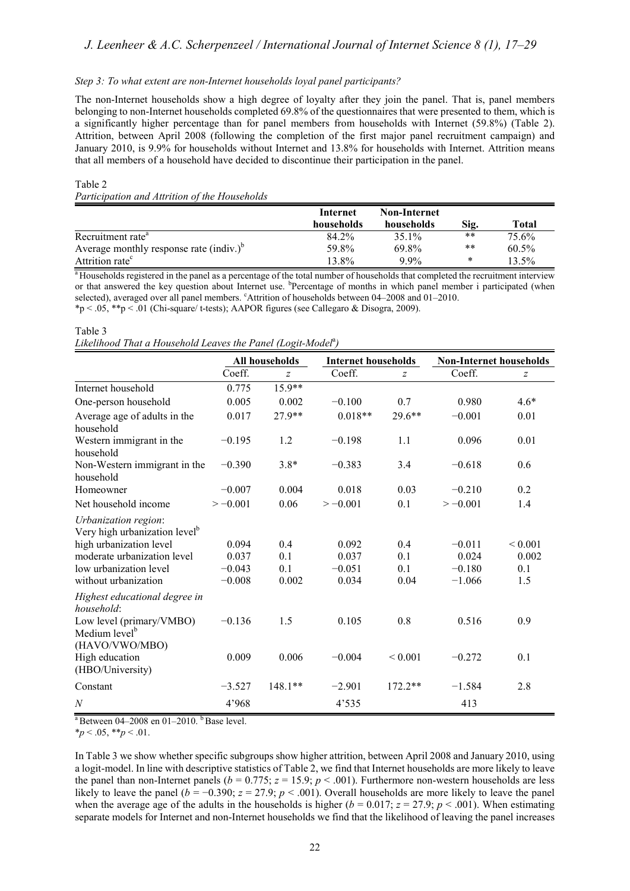*Step 3: To what extent are non-Internet households loyal panel participants?*

The non-Internet households show a high degree of loyalty after they join the panel. That is, panel members belonging to non-Internet households completed 69.8% of the questionnaires that were presented to them, which is a significantly higher percentage than for panel members from households with Internet (59.8%) (Table 2). Attrition, between April 2008 (following the completion of the first major panel recruitment campaign) and January 2010, is 9.9% for households without Internet and 13.8% for households with Internet. Attrition means that all members of a household have decided to discontinue their participation in the panel.

Table 2
*Participation and Attrition of the Households*

| | Internet households | Non-Internet households | Sig. | Total |
|---|---|---|---|---|
| Recruitment rate[a] | 84.2% | 35.1% | ** | 75.6% |
| Average monthly response rate (indiv.)[b] | 59.8% | 69.8% | ** | 60.5% |
| Attrition rate[c] | 13.8% | 9.9% | * | 13.5% |

[a] Households registered in the panel as a percentage of the total number of households that completed the recruitment interview or that answered the key question about Internet use. [b]Percentage of months in which panel member i participated (when selected), averaged over all panel members. [c]Attrition of households between 04–2008 and 01–2010.
*p < .05, **p < .01 (Chi-square/ t-tests); AAPOR figures (see Callegaro & Disogra, 2009).

Table 3
*Likelihood That a Household Leaves the Panel (Logit-Model[a])*

| | All households | | Internet households | | Non-Internet households | |
|---|---|---|---|---|---|---|
| | Coeff. | *z* | Coeff. | *z* | Coeff. | *z* |
| Internet household | 0.775 | 15.9** | | | | |
| One-person household | 0.005 | 0.002 | −0.100 | 0.7 | 0.980 | 4.6* |
| Average age of adults in the household | 0.017 | 27.9** | 0.018** | 29.6** | −0.001 | 0.01 |
| Western immigrant in the household | −0.195 | 1.2 | −0.198 | 1.1 | 0.096 | 0.01 |
| Non-Western immigrant in the household | −0.390 | 3.8* | −0.383 | 3.4 | −0.618 | 0.6 |
| Homeowner | −0.007 | 0.004 | 0.018 | 0.03 | −0.210 | 0.2 |
| Net household income | > −0.001 | 0.06 | > −0.001 | 0.1 | > −0.001 | 1.4 |
| *Urbanization region*: | | | | | | |
| Very high urbanization level[b] | | | | | | |
| high urbanization level | 0.094 | 0.4 | 0.092 | 0.4 | −0.011 | < 0.001 |
| moderate urbanization level | 0.037 | 0.1 | 0.037 | 0.1 | 0.024 | 0.002 |
| low urbanization level | −0.043 | 0.1 | −0.051 | 0.1 | −0.180 | 0.1 |
| without urbanization | −0.008 | 0.002 | 0.034 | 0.04 | −1.066 | 1.5 |
| *Highest educational degree in household*: | | | | | | |
| Low level (primary/VMBO) | −0.136 | 1.5 | 0.105 | 0.8 | 0.516 | 0.9 |
| Medium level[b] (HAVO/VWO/MBO) | | | | | | |
| High education (HBO/University) | 0.009 | 0.006 | −0.004 | < 0.001 | −0.272 | 0.1 |
| Constant | −3.527 | 148.1** | −2.901 | 172.2** | −1.584 | 2.8 |
| *N* | 4’968 | | 4’535 | | 413 | |

[a] Between 04–2008 en 01–2010. [b] Base level.
\**p* < .05, ***p* < .01.

In Table 3 we show whether specific subgroups show higher attrition, between April 2008 and January 2010, using a logit-model. In line with descriptive statistics of Table 2, we find that Internet households are more likely to leave the panel than non-Internet panels ($b = 0.775$; $z = 15.9$; $p < .001$). Furthermore non-western households are less likely to leave the panel ($b = -0.390$; $z = 27.9$; $p < .001$). Overall households are more likely to leave the panel when the average age of the adults in the households is higher ($b = 0.017$; $z = 27.9$; $p < .001$). When estimating separate models for Internet and non-Internet households we find that the likelihood of leaving the panel increases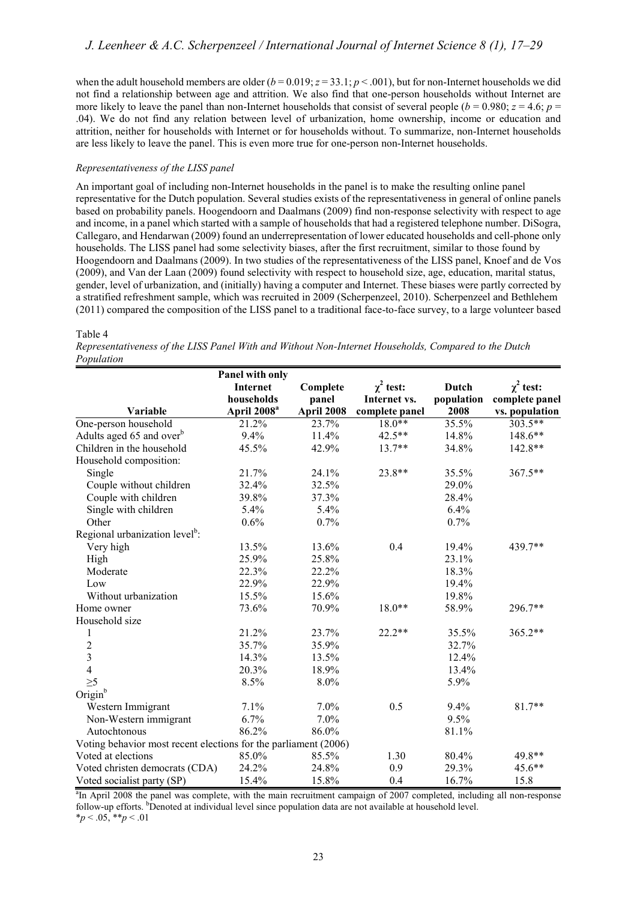when the adult household members are older ($b = 0.019$; $z = 33.1$; $p < .001$), but for non-Internet households we did not find a relationship between age and attrition. We also find that one-person households without Internet are more likely to leave the panel than non-Internet households that consist of several people ($b = 0.980$; $z = 4.6$; $p = .04$). We do not find any relation between level of urbanization, home ownership, income or education and attrition, neither for households with Internet or for households without. To summarize, non-Internet households are less likely to leave the panel. This is even more true for one-person non-Internet households.

*Representativeness of the LISS panel*

An important goal of including non-Internet households in the panel is to make the resulting online panel representative for the Dutch population. Several studies exists of the representativeness in general of online panels based on probability panels. Hoogendoorn and Daalmans (2009) find non-response selectivity with respect to age and income, in a panel which started with a sample of households that had a registered telephone number. DiSogra, Callegaro, and Hendarwan (2009) found an underrepresentation of lower educated households and cell-phone only households. The LISS panel had some selectivity biases, after the first recruitment, similar to those found by Hoogendoorn and Daalmans (2009). In two studies of the representativeness of the LISS panel, Knoef and de Vos (2009), and Van der Laan (2009) found selectivity with respect to household size, age, education, marital status, gender, level of urbanization, and (initially) having a computer and Internet. These biases were partly corrected by a stratified refreshment sample, which was recruited in 2009 (Scherpenzeel, 2010). Scherpenzeel and Bethlehem (2011) compared the composition of the LISS panel to a traditional face-to-face survey, to a large volunteer based

Table 4
*Representativeness of the LISS Panel With and Without Non-Internet Households, Compared to the Dutch Population*

| Variable | Panel with only Internet households April 2008[a] | Complete panel April 2008 | $\chi^2$ test: Internet vs. complete panel | Dutch population 2008 | $\chi^2$ test: complete panel vs. population |
|---|---|---|---|---|---|
| One-person household | 21.2% | 23.7% | 18.0** | 35.5% | 303.5** |
| Adults aged 65 and over[b] | 9.4% | 11.4% | 42.5** | 14.8% | 148.6** |
| Children in the household | 45.5% | 42.9% | 13.7** | 34.8% | 142.8** |
| Household composition: | | | | | |
| Single | 21.7% | 24.1% | 23.8** | 35.5% | 367.5** |
| Couple without children | 32.4% | 32.5% | | 29.0% | |
| Couple with children | 39.8% | 37.3% | | 28.4% | |
| Single with children | 5.4% | 5.4% | | 6.4% | |
| Other | 0.6% | 0.7% | | 0.7% | |
| Regional urbanization level[b]: | | | | | |
| Very high | 13.5% | 13.6% | 0.4 | 19.4% | 439.7** |
| High | 25.9% | 25.8% | | 23.1% | |
| Moderate | 22.3% | 22.2% | | 18.3% | |
| Low | 22.9% | 22.9% | | 19.4% | |
| Without urbanization | 15.5% | 15.6% | | 19.8% | |
| Home owner | 73.6% | 70.9% | 18.0** | 58.9% | 296.7** |
| Household size | | | | | |
| 1 | 21.2% | 23.7% | 22.2** | 35.5% | 365.2** |
| 2 | 35.7% | 35.9% | | 32.7% | |
| 3 | 14.3% | 13.5% | | 12.4% | |
| 4 | 20.3% | 18.9% | | 13.4% | |
| ≥5 | 8.5% | 8.0% | | 5.9% | |
| Origin[b] | | | | | |
| Western Immigrant | 7.1% | 7.0% | 0.5 | 9.4% | 81.7** |
| Non-Western immigrant | 6.7% | 7.0% | | 9.5% | |
| Autochtonous | 86.2% | 86.0% | | 81.1% | |
| Voting behavior most recent elections for the parliament (2006) | | | | | |
| Voted at elections | 85.0% | 85.5% | 1.30 | 80.4% | 49.8** |
| Voted christen democrats (CDA) | 24.2% | 24.8% | 0.9 | 29.3% | 45.6** |
| Voted socialist party (SP) | 15.4% | 15.8% | 0.4 | 16.7% | 15.8 |

[a]In April 2008 the panel was complete, with the main recruitment campaign of 2007 completed, including all non-response follow-up efforts. [b]Denoted at individual level since population data are not available at household level.
*$p < .05$, **$p < .01$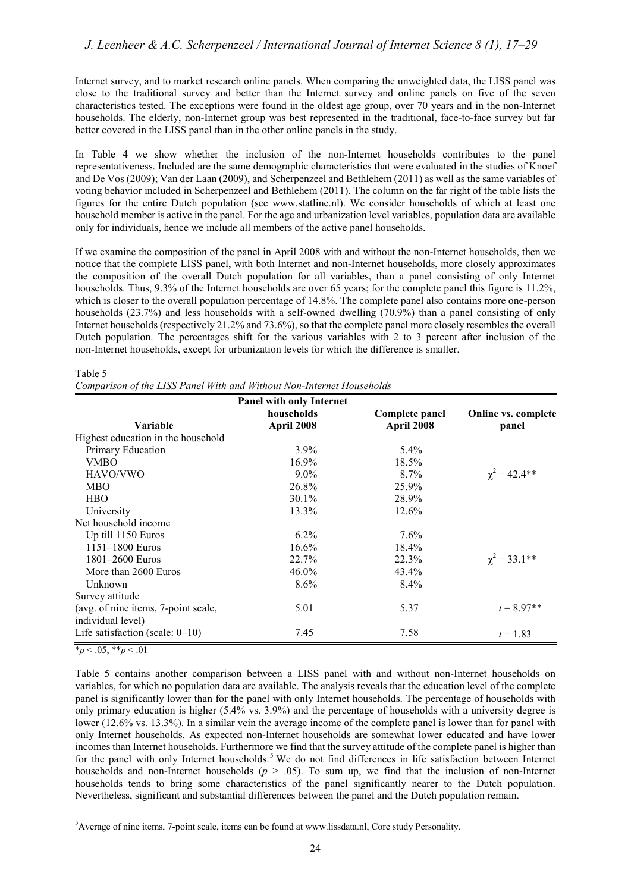Internet survey, and to market research online panels. When comparing the unweighted data, the LISS panel was close to the traditional survey and better than the Internet survey and online panels on five of the seven characteristics tested. The exceptions were found in the oldest age group, over 70 years and in the non-Internet households. The elderly, non-Internet group was best represented in the traditional, face-to-face survey but far better covered in the LISS panel than in the other online panels in the study.

In Table 4 we show whether the inclusion of the non-Internet households contributes to the panel representativeness. Included are the same demographic characteristics that were evaluated in the studies of Knoef and De Vos (2009); Van der Laan (2009), and Scherpenzeel and Bethlehem (2011) as well as the same variables of voting behavior included in Scherpenzeel and Bethlehem (2011). The column on the far right of the table lists the figures for the entire Dutch population (see www.statline.nl). We consider households of which at least one household member is active in the panel. For the age and urbanization level variables, population data are available only for individuals, hence we include all members of the active panel households.

If we examine the composition of the panel in April 2008 with and without the non-Internet households, then we notice that the complete LISS panel, with both Internet and non-Internet households, more closely approximates the composition of the overall Dutch population for all variables, than a panel consisting of only Internet households. Thus, 9.3% of the Internet households are over 65 years; for the complete panel this figure is 11.2%, which is closer to the overall population percentage of 14.8%. The complete panel also contains more one-person households (23.7%) and less households with a self-owned dwelling (70.9%) than a panel consisting of only Internet households (respectively 21.2% and 73.6%), so that the complete panel more closely resembles the overall Dutch population. The percentages shift for the various variables with 2 to 3 percent after inclusion of the non-Internet households, except for urbanization levels for which the difference is smaller.

Table 5
*Comparison of the LISS Panel With and Without Non-Internet Households*

| Variable | Panel with only Internet households April 2008 | Complete panel April 2008 | Online vs. complete panel |
|---|---|---|---|
| Highest education in the household | | | |
| Primary Education | 3.9% | 5.4% | |
| VMBO | 16.9% | 18.5% | |
| HAVO/VWO | 9.0% | 8.7% | $\chi^2 = 42.4$** |
| MBO | 26.8% | 25.9% | |
| HBO | 30.1% | 28.9% | |
| University | 13.3% | 12.6% | |
| Net household income | | | |
| Up till 1150 Euros | 6.2% | 7.6% | |
| 1151–1800 Euros | 16.6% | 18.4% | |
| 1801–2600 Euros | 22.7% | 22.3% | $\chi^2 = 33.1$** |
| More than 2600 Euros | 46.0% | 43.4% | |
| Unknown | 8.6% | 8.4% | |
| Survey attitude (avg. of nine items, 7-point scale, individual level) | 5.01 | 5.37 | $t = 8.97$** |
| Life satisfaction (scale: 0–10) | 7.45 | 7.58 | $t = 1.83$ |

*$p < .05$, **$p < .01$

Table 5 contains another comparison between a LISS panel with and without non-Internet households on variables, for which no population data are available. The analysis reveals that the education level of the complete panel is significantly lower than for the panel with only Internet households. The percentage of households with only primary education is higher (5.4% vs. 3.9%) and the percentage of households with a university degree is lower (12.6% vs. 13.3%). In a similar vein the average income of the complete panel is lower than for panel with only Internet households. As expected non-Internet households are somewhat lower educated and have lower incomes than Internet households. Furthermore we find that the survey attitude of the complete panel is higher than for the panel with only Internet households.[5] We do not find differences in life satisfaction between Internet households and non-Internet households ($p > .05$). To sum up, we find that the inclusion of non-Internet households tends to bring some characteristics of the panel significantly nearer to the Dutch population. Nevertheless, significant and substantial differences between the panel and the Dutch population remain.

[5] Average of nine items, 7-point scale, items can be found at www.lissdata.nl, Core study Personality.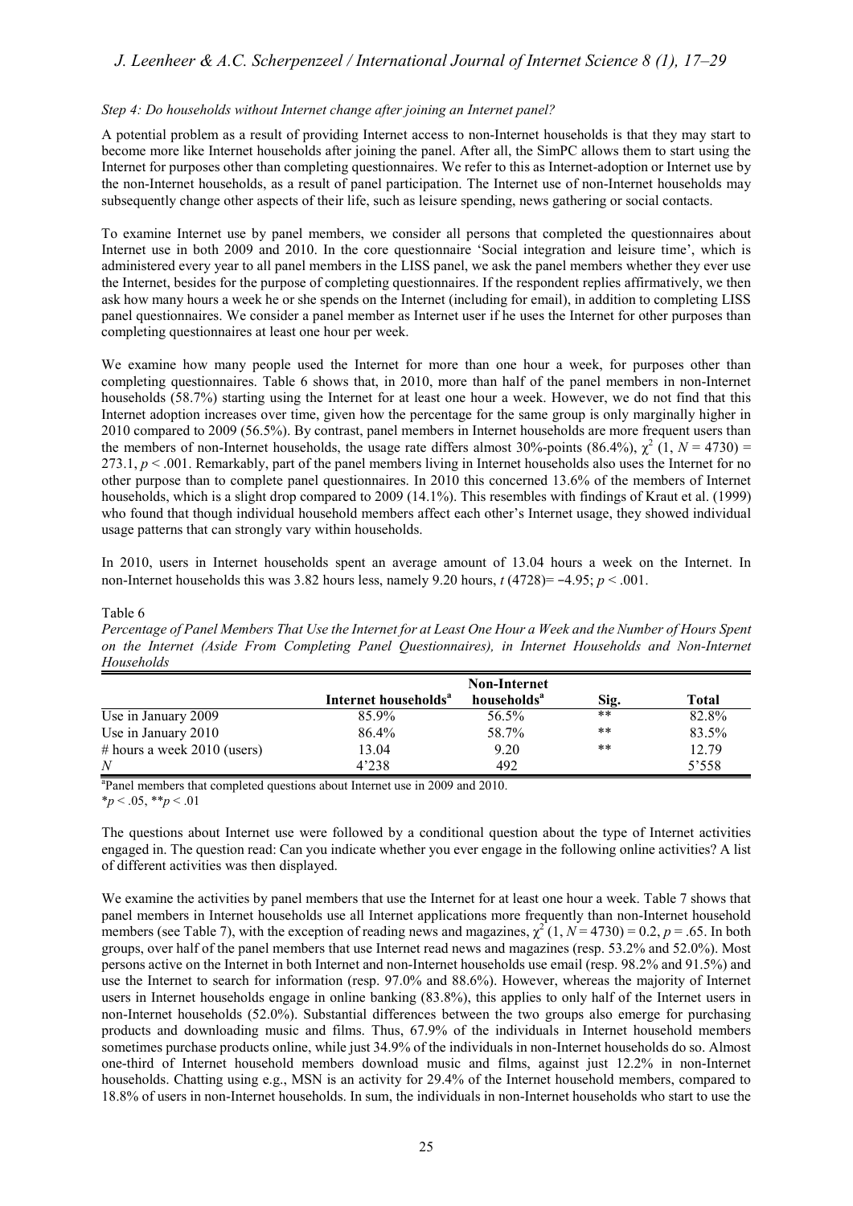*Step 4: Do households without Internet change after joining an Internet panel?*

A potential problem as a result of providing Internet access to non-Internet households is that they may start to become more like Internet households after joining the panel. After all, the SimPC allows them to start using the Internet for purposes other than completing questionnaires. We refer to this as Internet-adoption or Internet use by the non-Internet households, as a result of panel participation. The Internet use of non-Internet households may subsequently change other aspects of their life, such as leisure spending, news gathering or social contacts.

To examine Internet use by panel members, we consider all persons that completed the questionnaires about Internet use in both 2009 and 2010. In the core questionnaire 'Social integration and leisure time', which is administered every year to all panel members in the LISS panel, we ask the panel members whether they ever use the Internet, besides for the purpose of completing questionnaires. If the respondent replies affirmatively, we then ask how many hours a week he or she spends on the Internet (including for email), in addition to completing LISS panel questionnaires. We consider a panel member as Internet user if he uses the Internet for other purposes than completing questionnaires at least one hour per week.

We examine how many people used the Internet for more than one hour a week, for purposes other than completing questionnaires. Table 6 shows that, in 2010, more than half of the panel members in non-Internet households (58.7%) starting using the Internet for at least one hour a week. However, we do not find that this Internet adoption increases over time, given how the percentage for the same group is only marginally higher in 2010 compared to 2009 (56.5%). By contrast, panel members in Internet households are more frequent users than the members of non-Internet households, the usage rate differs almost 30%-points (86.4%), $\chi^2$ (1, $N$ = 4730) = 273.1, $p$ < .001. Remarkably, part of the panel members living in Internet households also uses the Internet for no other purpose than to complete panel questionnaires. In 2010 this concerned 13.6% of the members of Internet households, which is a slight drop compared to 2009 (14.1%). This resembles with findings of Kraut et al. (1999) who found that though individual household members affect each other's Internet usage, they showed individual usage patterns that can strongly vary within households.

In 2010, users in Internet households spent an average amount of 13.04 hours a week on the Internet. In non-Internet households this was 3.82 hours less, namely 9.20 hours, $t$ (4728)= −4.95; $p$ < .001.

Table 6

*Percentage of Panel Members That Use the Internet for at Least One Hour a Week and the Number of Hours Spent on the Internet (Aside From Completing Panel Questionnaires), in Internet Households and Non-Internet Households*

| | Internet households[a] | Non-Internet households[a] | Sig. | Total |
|---|---|---|---|---|
| Use in January 2009 | 85.9% | 56.5% | ** | 82.8% |
| Use in January 2010 | 86.4% | 58.7% | ** | 83.5% |
| # hours a week 2010 (users) | 13.04 | 9.20 | ** | 12.79 |
| *N* | 4'238 | 492 | | 5'558 |

[a]Panel members that completed questions about Internet use in 2009 and 2010.
\*$p$ < .05, \*\*$p$ < .01

The questions about Internet use were followed by a conditional question about the type of Internet activities engaged in. The question read: Can you indicate whether you ever engage in the following online activities? A list of different activities was then displayed.

We examine the activities by panel members that use the Internet for at least one hour a week. Table 7 shows that panel members in Internet households use all Internet applications more frequently than non-Internet household members (see Table 7), with the exception of reading news and magazines, $\chi^2$ (1, $N$ = 4730) = 0.2, $p$ = .65. In both groups, over half of the panel members that use Internet read news and magazines (resp. 53.2% and 52.0%). Most persons active on the Internet in both Internet and non-Internet households use email (resp. 98.2% and 91.5%) and use the Internet to search for information (resp. 97.0% and 88.6%). However, whereas the majority of Internet users in Internet households engage in online banking (83.8%), this applies to only half of the Internet users in non-Internet households (52.0%). Substantial differences between the two groups also emerge for purchasing products and downloading music and films. Thus, 67.9% of the individuals in Internet household members sometimes purchase products online, while just 34.9% of the individuals in non-Internet households do so. Almost one-third of Internet household members download music and films, against just 12.2% in non-Internet households. Chatting using e.g., MSN is an activity for 29.4% of the Internet household members, compared to 18.8% of users in non-Internet households. In sum, the individuals in non-Internet households who start to use the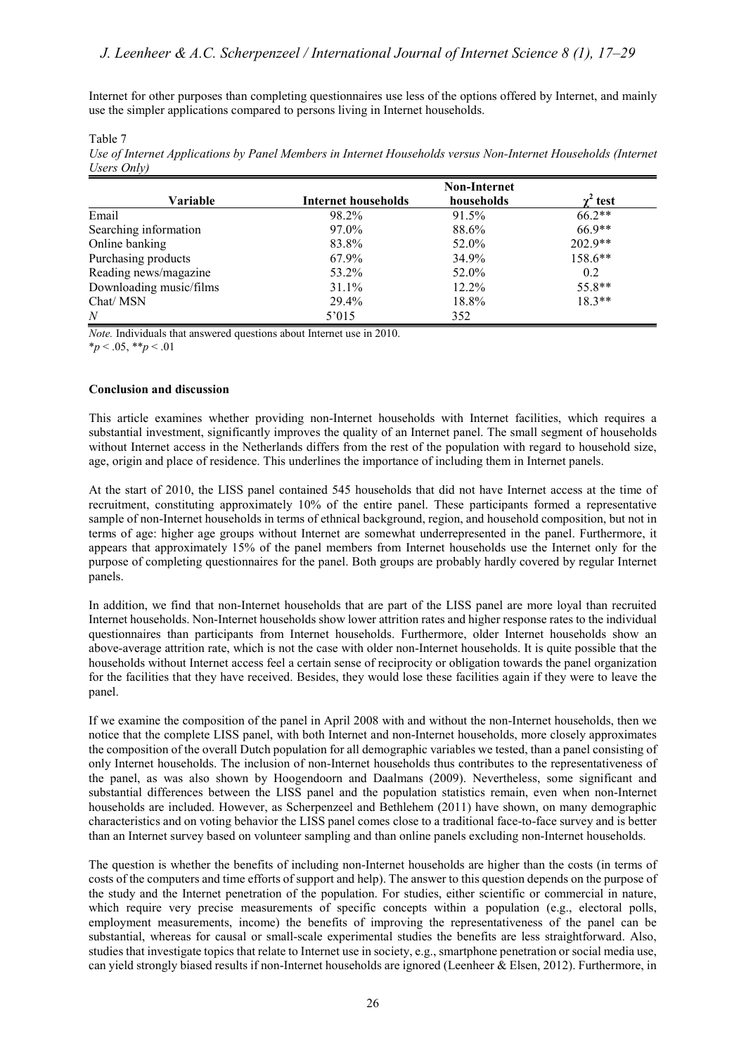Internet for other purposes than completing questionnaires use less of the options offered by Internet, and mainly use the simpler applications compared to persons living in Internet households.

Table 7
*Use of Internet Applications by Panel Members in Internet Households versus Non-Internet Households (Internet Users Only)*

| Variable | Internet households | Non-Internet households | $\chi^2$ test |
|---|---|---|---|
| Email | 98.2% | 91.5% | 66.2** |
| Searching information | 97.0% | 88.6% | 66.9** |
| Online banking | 83.8% | 52.0% | 202.9** |
| Purchasing products | 67.9% | 34.9% | 158.6** |
| Reading news/magazine | 53.2% | 52.0% | 0.2 |
| Downloading music/films | 31.1% | 12.2% | 55.8** |
| Chat/ MSN | 29.4% | 18.8% | 18.3** |
| *N* | 5'015 | 352 | |

*Note.* Individuals that answered questions about Internet use in 2010.
$*p < .05$, $**p < .01$

**Conclusion and discussion**

This article examines whether providing non-Internet households with Internet facilities, which requires a substantial investment, significantly improves the quality of an Internet panel. The small segment of households without Internet access in the Netherlands differs from the rest of the population with regard to household size, age, origin and place of residence. This underlines the importance of including them in Internet panels.

At the start of 2010, the LISS panel contained 545 households that did not have Internet access at the time of recruitment, constituting approximately 10% of the entire panel. These participants formed a representative sample of non-Internet households in terms of ethnical background, region, and household composition, but not in terms of age: higher age groups without Internet are somewhat underrepresented in the panel. Furthermore, it appears that approximately 15% of the panel members from Internet households use the Internet only for the purpose of completing questionnaires for the panel. Both groups are probably hardly covered by regular Internet panels.

In addition, we find that non-Internet households that are part of the LISS panel are more loyal than recruited Internet households. Non-Internet households show lower attrition rates and higher response rates to the individual questionnaires than participants from Internet households. Furthermore, older Internet households show an above-average attrition rate, which is not the case with older non-Internet households. It is quite possible that the households without Internet access feel a certain sense of reciprocity or obligation towards the panel organization for the facilities that they have received. Besides, they would lose these facilities again if they were to leave the panel.

If we examine the composition of the panel in April 2008 with and without the non-Internet households, then we notice that the complete LISS panel, with both Internet and non-Internet households, more closely approximates the composition of the overall Dutch population for all demographic variables we tested, than a panel consisting of only Internet households. The inclusion of non-Internet households thus contributes to the representativeness of the panel, as was also shown by Hoogendoorn and Daalmans (2009). Nevertheless, some significant and substantial differences between the LISS panel and the population statistics remain, even when non-Internet households are included. However, as Scherpenzeel and Bethlehem (2011) have shown, on many demographic characteristics and on voting behavior the LISS panel comes close to a traditional face-to-face survey and is better than an Internet survey based on volunteer sampling and than online panels excluding non-Internet households.

The question is whether the benefits of including non-Internet households are higher than the costs (in terms of costs of the computers and time efforts of support and help). The answer to this question depends on the purpose of the study and the Internet penetration of the population. For studies, either scientific or commercial in nature, which require very precise measurements of specific concepts within a population (e.g., electoral polls, employment measurements, income) the benefits of improving the representativeness of the panel can be substantial, whereas for causal or small-scale experimental studies the benefits are less straightforward. Also, studies that investigate topics that relate to Internet use in society, e.g., smartphone penetration or social media use, can yield strongly biased results if non-Internet households are ignored (Leenheer & Elsen, 2012). Furthermore, in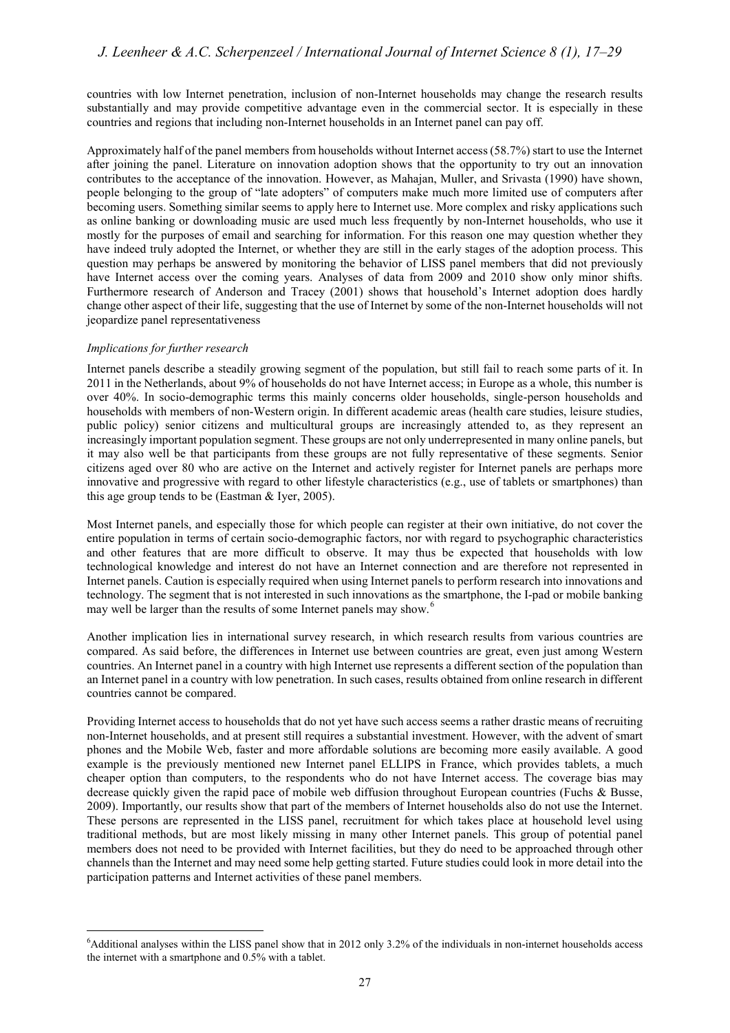countries with low Internet penetration, inclusion of non-Internet households may change the research results substantially and may provide competitive advantage even in the commercial sector. It is especially in these countries and regions that including non-Internet households in an Internet panel can pay off.

Approximately half of the panel members from households without Internet access (58.7%) start to use the Internet after joining the panel. Literature on innovation adoption shows that the opportunity to try out an innovation contributes to the acceptance of the innovation. However, as Mahajan, Muller, and Srivasta (1990) have shown, people belonging to the group of "late adopters" of computers make much more limited use of computers after becoming users. Something similar seems to apply here to Internet use. More complex and risky applications such as online banking or downloading music are used much less frequently by non-Internet households, who use it mostly for the purposes of email and searching for information. For this reason one may question whether they have indeed truly adopted the Internet, or whether they are still in the early stages of the adoption process. This question may perhaps be answered by monitoring the behavior of LISS panel members that did not previously have Internet access over the coming years. Analyses of data from 2009 and 2010 show only minor shifts. Furthermore research of Anderson and Tracey (2001) shows that household's Internet adoption does hardly change other aspect of their life, suggesting that the use of Internet by some of the non-Internet households will not jeopardize panel representativeness

*Implications for further research*

Internet panels describe a steadily growing segment of the population, but still fail to reach some parts of it. In 2011 in the Netherlands, about 9% of households do not have Internet access; in Europe as a whole, this number is over 40%. In socio-demographic terms this mainly concerns older households, single-person households and households with members of non-Western origin. In different academic areas (health care studies, leisure studies, public policy) senior citizens and multicultural groups are increasingly attended to, as they represent an increasingly important population segment. These groups are not only underrepresented in many online panels, but it may also well be that participants from these groups are not fully representative of these segments. Senior citizens aged over 80 who are active on the Internet and actively register for Internet panels are perhaps more innovative and progressive with regard to other lifestyle characteristics (e.g., use of tablets or smartphones) than this age group tends to be (Eastman & Iyer, 2005).

Most Internet panels, and especially those for which people can register at their own initiative, do not cover the entire population in terms of certain socio-demographic factors, nor with regard to psychographic characteristics and other features that are more difficult to observe. It may thus be expected that households with low technological knowledge and interest do not have an Internet connection and are therefore not represented in Internet panels. Caution is especially required when using Internet panels to perform research into innovations and technology. The segment that is not interested in such innovations as the smartphone, the I-pad or mobile banking may well be larger than the results of some Internet panels may show.[6]

Another implication lies in international survey research, in which research results from various countries are compared. As said before, the differences in Internet use between countries are great, even just among Western countries. An Internet panel in a country with high Internet use represents a different section of the population than an Internet panel in a country with low penetration. In such cases, results obtained from online research in different countries cannot be compared.

Providing Internet access to households that do not yet have such access seems a rather drastic means of recruiting non-Internet households, and at present still requires a substantial investment. However, with the advent of smart phones and the Mobile Web, faster and more affordable solutions are becoming more easily available. A good example is the previously mentioned new Internet panel ELLIPS in France, which provides tablets, a much cheaper option than computers, to the respondents who do not have Internet access. The coverage bias may decrease quickly given the rapid pace of mobile web diffusion throughout European countries (Fuchs & Busse, 2009). Importantly, our results show that part of the members of Internet households also do not use the Internet. These persons are represented in the LISS panel, recruitment for which takes place at household level using traditional methods, but are most likely missing in many other Internet panels. This group of potential panel members does not need to be provided with Internet facilities, but they do need to be approached through other channels than the Internet and may need some help getting started. Future studies could look in more detail into the participation patterns and Internet activities of these panel members.

[6] Additional analyses within the LISS panel show that in 2012 only 3.2% of the individuals in non-internet households access the internet with a smartphone and 0.5% with a tablet.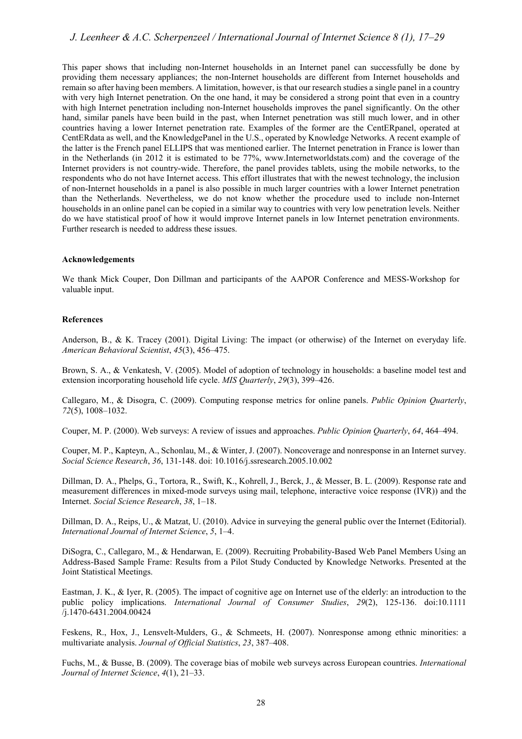This paper shows that including non-Internet households in an Internet panel can successfully be done by providing them necessary appliances; the non-Internet households are different from Internet households and remain so after having been members. A limitation, however, is that our research studies a single panel in a country with very high Internet penetration. On the one hand, it may be considered a strong point that even in a country with high Internet penetration including non-Internet households improves the panel significantly. On the other hand, similar panels have been build in the past, when Internet penetration was still much lower, and in other countries having a lower Internet penetration rate. Examples of the former are the CentERpanel, operated at CentERdata as well, and the KnowledgePanel in the U.S., operated by Knowledge Networks. A recent example of the latter is the French panel ELLIPS that was mentioned earlier. The Internet penetration in France is lower than in the Netherlands (in 2012 it is estimated to be 77%, www.Internetworldstats.com) and the coverage of the Internet providers is not country-wide. Therefore, the panel provides tablets, using the mobile networks, to the respondents who do not have Internet access. This effort illustrates that with the newest technology, the inclusion of non-Internet households in a panel is also possible in much larger countries with a lower Internet penetration than the Netherlands. Nevertheless, we do not know whether the procedure used to include non-Internet households in an online panel can be copied in a similar way to countries with very low penetration levels. Neither do we have statistical proof of how it would improve Internet panels in low Internet penetration environments. Further research is needed to address these issues.

**Acknowledgements**

We thank Mick Couper, Don Dillman and participants of the AAPOR Conference and MESS-Workshop for valuable input.

**References**

Anderson, B., & K. Tracey (2001). Digital Living: The impact (or otherwise) of the Internet on everyday life. *American Behavioral Scientist*, *45*(3), 456–475.

Brown, S. A., & Venkatesh, V. (2005). Model of adoption of technology in households: a baseline model test and extension incorporating household life cycle. *MIS Quarterly*, *29*(3), 399–426.

Callegaro, M., & Disogra, C. (2009). Computing response metrics for online panels. *Public Opinion Quarterly*, *72*(5), 1008–1032.

Couper, M. P. (2000). Web surveys: A review of issues and approaches. *Public Opinion Quarterly*, *64*, 464–494.

Couper, M. P., Kapteyn, A., Schonlau, M., & Winter, J. (2007). Noncoverage and nonresponse in an Internet survey. *Social Science Research*, *36*, 131-148. doi: 10.1016/j.ssresearch.2005.10.002

Dillman, D. A., Phelps, G., Tortora, R., Swift, K., Kohrell, J., Berck, J., & Messer, B. L. (2009). Response rate and measurement differences in mixed-mode surveys using mail, telephone, interactive voice response (IVR)) and the Internet. *Social Science Research*, *38*, 1–18.

Dillman, D. A., Reips, U., & Matzat, U. (2010). Advice in surveying the general public over the Internet (Editorial). *International Journal of Internet Science*, *5*, 1–4.

DiSogra, C., Callegaro, M., & Hendarwan, E. (2009). Recruiting Probability-Based Web Panel Members Using an Address-Based Sample Frame: Results from a Pilot Study Conducted by Knowledge Networks. Presented at the Joint Statistical Meetings.

Eastman, J. K., & Iyer, R. (2005). The impact of cognitive age on Internet use of the elderly: an introduction to the public policy implications. *International Journal of Consumer Studies*, *29*(2), 125-136. doi:10.1111 /j.1470-6431.2004.00424

Feskens, R., Hox, J., Lensvelt-Mulders, G., & Schmeets, H. (2007). Nonresponse among ethnic minorities: a multivariate analysis. *Journal of Official Statistics*, *23*, 387–408.

Fuchs, M., & Busse, B. (2009). The coverage bias of mobile web surveys across European countries. *International Journal of Internet Science*, *4*(1), 21–33.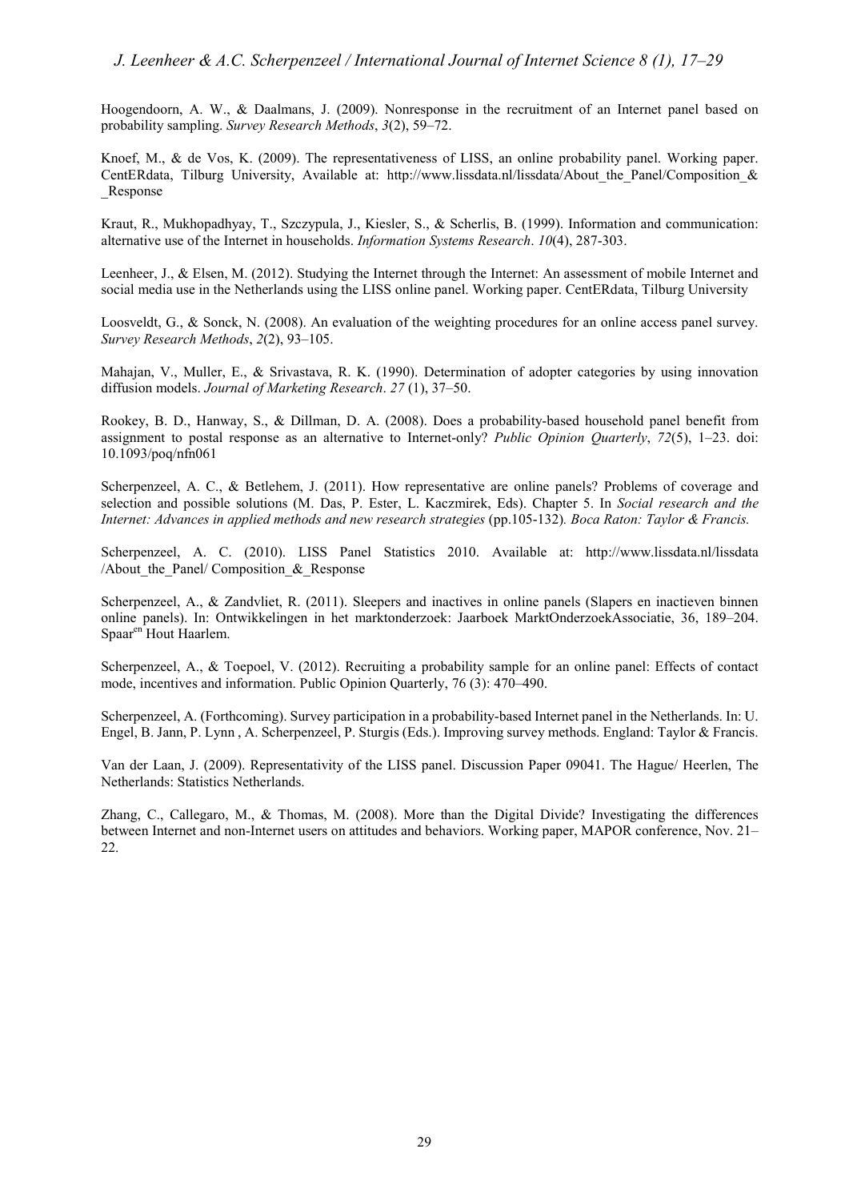Hoogendoorn, A. W., & Daalmans, J. (2009). Nonresponse in the recruitment of an Internet panel based on probability sampling. *Survey Research Methods*, *3*(2), 59–72.

Knoef, M., & de Vos, K. (2009). The representativeness of LISS, an online probability panel. Working paper. CentERdata, Tilburg University, Available at: http://www.lissdata.nl/lissdata/About_the_Panel/Composition_&_Response

Kraut, R., Mukhopadhyay, T., Szczypula, J., Kiesler, S., & Scherlis, B. (1999). Information and communication: alternative use of the Internet in households. *Information Systems Research*. *10*(4), 287-303.

Leenheer, J., & Elsen, M. (2012). Studying the Internet through the Internet: An assessment of mobile Internet and social media use in the Netherlands using the LISS online panel. Working paper. CentERdata, Tilburg University

Loosveldt, G., & Sonck, N. (2008). An evaluation of the weighting procedures for an online access panel survey. *Survey Research Methods*, *2*(2), 93–105.

Mahajan, V., Muller, E., & Srivastava, R. K. (1990). Determination of adopter categories by using innovation diffusion models. *Journal of Marketing Research*. *27* (1), 37–50.

Rookey, B. D., Hanway, S., & Dillman, D. A. (2008). Does a probability-based household panel benefit from assignment to postal response as an alternative to Internet-only? *Public Opinion Quarterly*, *72*(5), 1–23. doi: 10.1093/poq/nfn061

Scherpenzeel, A. C., & Betlehem, J. (2011). How representative are online panels? Problems of coverage and selection and possible solutions (M. Das, P. Ester, L. Kaczmirek, Eds). Chapter 5. In *Social research and the Internet: Advances in applied methods and new research strategies* (pp.105-132)*. Boca Raton: Taylor & Francis.*

Scherpenzeel, A. C. (2010). LISS Panel Statistics 2010. Available at: http://www.lissdata.nl/lissdata /About_the_Panel/ Composition_&_Response

Scherpenzeel, A., & Zandvliet, R. (2011). Sleepers and inactives in online panels (Slapers en inactieven binnen online panels). In: Ontwikkelingen in het marktonderzoek: Jaarboek MarktOnderzoekAssociatie, 36, 189–204. Spaar[en] Hout Haarlem.

Scherpenzeel, A., & Toepoel, V. (2012). Recruiting a probability sample for an online panel: Effects of contact mode, incentives and information. Public Opinion Quarterly, 76 (3): 470–490.

Scherpenzeel, A. (Forthcoming). Survey participation in a probability-based Internet panel in the Netherlands. In: U. Engel, B. Jann, P. Lynn , A. Scherpenzeel, P. Sturgis (Eds.). Improving survey methods. England: Taylor & Francis.

Van der Laan, J. (2009). Representativity of the LISS panel. Discussion Paper 09041. The Hague/ Heerlen, The Netherlands: Statistics Netherlands.

Zhang, C., Callegaro, M., & Thomas, M. (2008). More than the Digital Divide? Investigating the differences between Internet and non-Internet users on attitudes and behaviors. Working paper, MAPOR conference, Nov. 21–22.